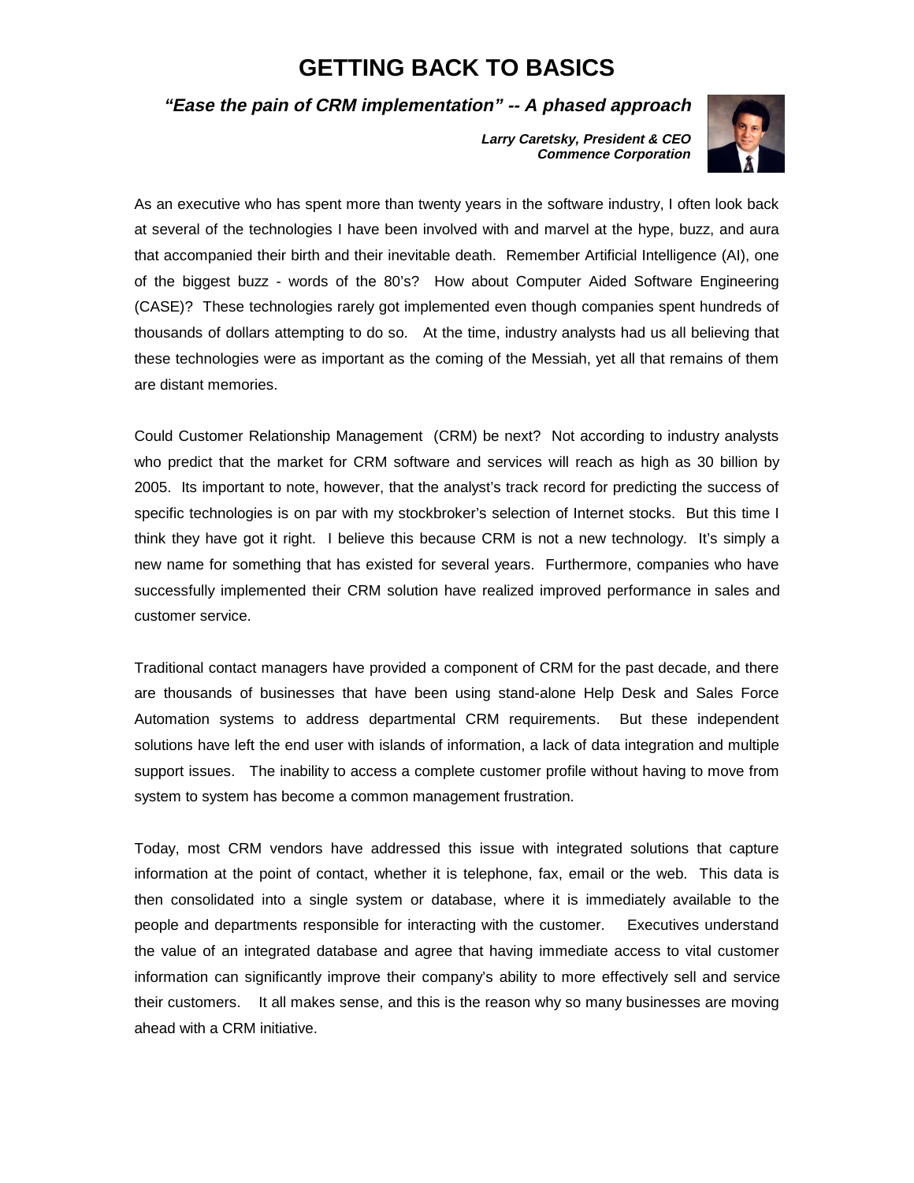# GETTING BACK TO BASICS

***"Ease the pain of CRM implementation" -- A phased approach***

***Larry Caretsky, President & CEO***
***Commence Corporation***

As an executive who has spent more than twenty years in the software industry, I often look back at several of the technologies I have been involved with and marvel at the hype, buzz, and aura that accompanied their birth and their inevitable death. Remember Artificial Intelligence (AI), one of the biggest buzz - words of the 80's? How about Computer Aided Software Engineering (CASE)? These technologies rarely got implemented even though companies spent hundreds of thousands of dollars attempting to do so. At the time, industry analysts had us all believing that these technologies were as important as the coming of the Messiah, yet all that remains of them are distant memories.

Could Customer Relationship Management (CRM) be next? Not according to industry analysts who predict that the market for CRM software and services will reach as high as 30 billion by 2005. Its important to note, however, that the analyst's track record for predicting the success of specific technologies is on par with my stockbroker's selection of Internet stocks. But this time I think they have got it right. I believe this because CRM is not a new technology. It's simply a new name for something that has existed for several years. Furthermore, companies who have successfully implemented their CRM solution have realized improved performance in sales and customer service.

Traditional contact managers have provided a component of CRM for the past decade, and there are thousands of businesses that have been using stand-alone Help Desk and Sales Force Automation systems to address departmental CRM requirements. But these independent solutions have left the end user with islands of information, a lack of data integration and multiple support issues. The inability to access a complete customer profile without having to move from system to system has become a common management frustration.

Today, most CRM vendors have addressed this issue with integrated solutions that capture information at the point of contact, whether it is telephone, fax, email or the web. This data is then consolidated into a single system or database, where it is immediately available to the people and departments responsible for interacting with the customer. Executives understand the value of an integrated database and agree that having immediate access to vital customer information can significantly improve their company's ability to more effectively sell and service their customers. It all makes sense, and this is the reason why so many businesses are moving ahead with a CRM initiative.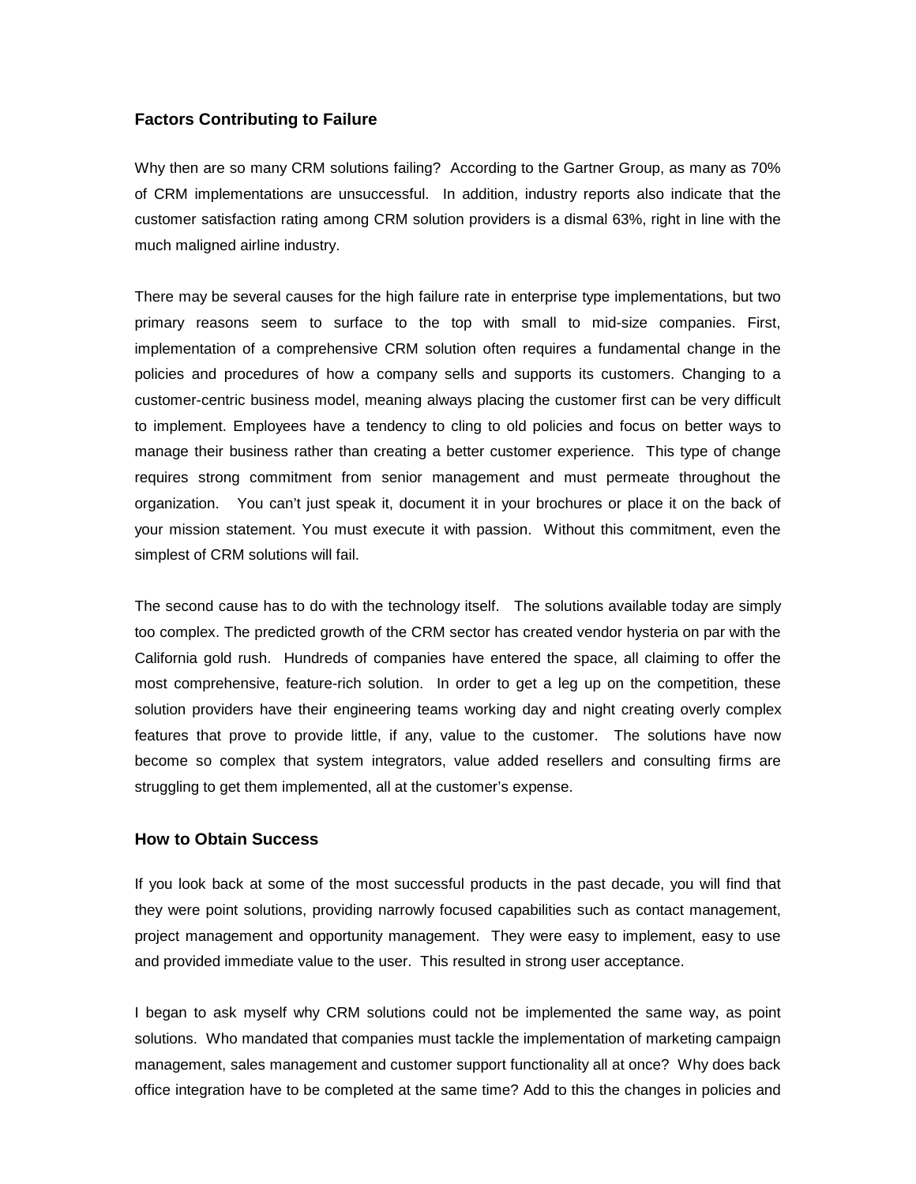## Factors Contributing to Failure

Why then are so many CRM solutions failing? According to the Gartner Group, as many as 70% of CRM implementations are unsuccessful. In addition, industry reports also indicate that the customer satisfaction rating among CRM solution providers is a dismal 63%, right in line with the much maligned airline industry.

There may be several causes for the high failure rate in enterprise type implementations, but two primary reasons seem to surface to the top with small to mid-size companies. First, implementation of a comprehensive CRM solution often requires a fundamental change in the policies and procedures of how a company sells and supports its customers. Changing to a customer-centric business model, meaning always placing the customer first can be very difficult to implement. Employees have a tendency to cling to old policies and focus on better ways to manage their business rather than creating a better customer experience. This type of change requires strong commitment from senior management and must permeate throughout the organization. You can't just speak it, document it in your brochures or place it on the back of your mission statement. You must execute it with passion. Without this commitment, even the simplest of CRM solutions will fail.

The second cause has to do with the technology itself. The solutions available today are simply too complex. The predicted growth of the CRM sector has created vendor hysteria on par with the California gold rush. Hundreds of companies have entered the space, all claiming to offer the most comprehensive, feature-rich solution. In order to get a leg up on the competition, these solution providers have their engineering teams working day and night creating overly complex features that prove to provide little, if any, value to the customer. The solutions have now become so complex that system integrators, value added resellers and consulting firms are struggling to get them implemented, all at the customer's expense.

## How to Obtain Success

If you look back at some of the most successful products in the past decade, you will find that they were point solutions, providing narrowly focused capabilities such as contact management, project management and opportunity management. They were easy to implement, easy to use and provided immediate value to the user. This resulted in strong user acceptance.

I began to ask myself why CRM solutions could not be implemented the same way, as point solutions. Who mandated that companies must tackle the implementation of marketing campaign management, sales management and customer support functionality all at once? Why does back office integration have to be completed at the same time? Add to this the changes in policies and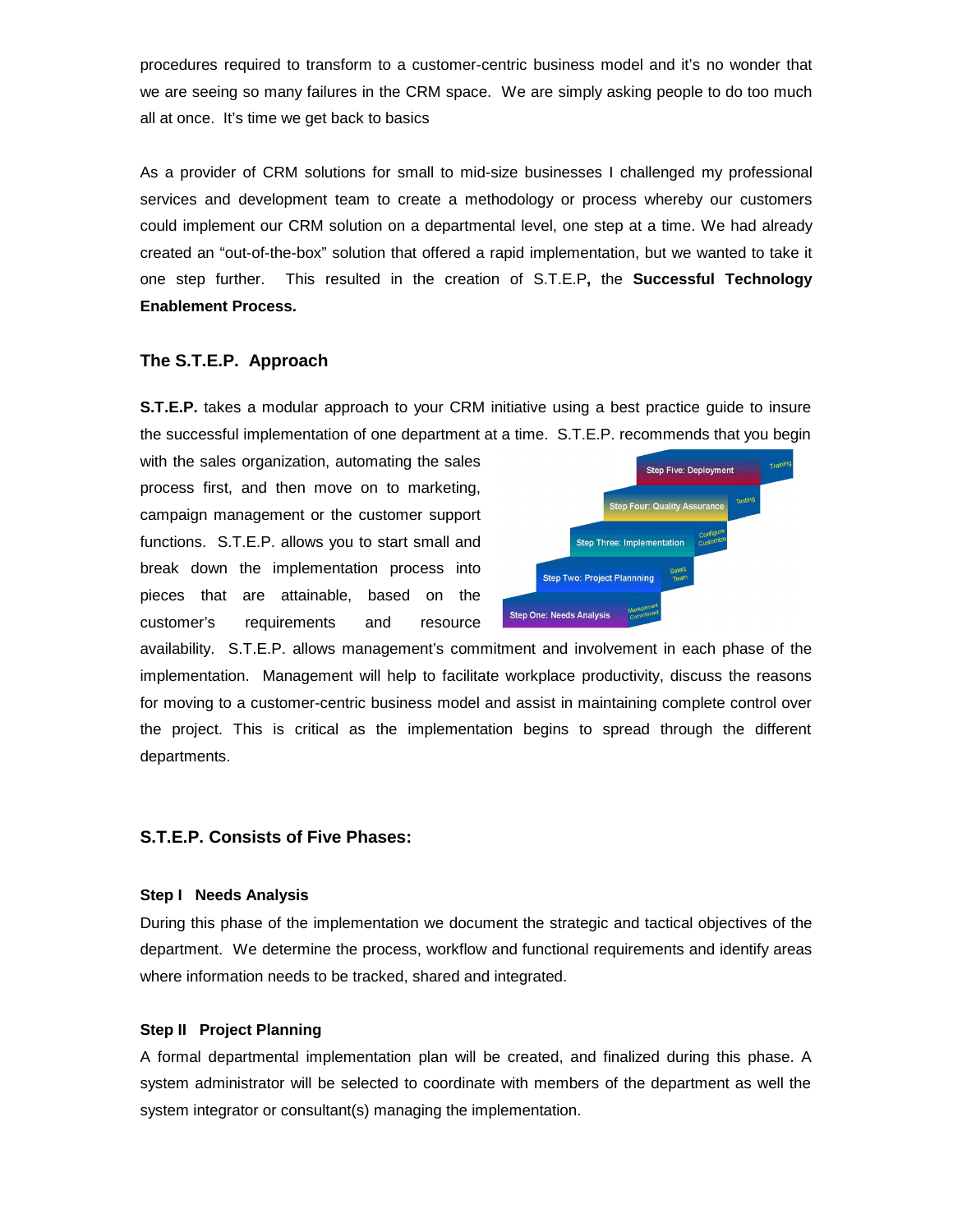procedures required to transform to a customer-centric business model and it's no wonder that we are seeing so many failures in the CRM space. We are simply asking people to do too much all at once. It's time we get back to basics

As a provider of CRM solutions for small to mid-size businesses I challenged my professional services and development team to create a methodology or process whereby our customers could implement our CRM solution on a departmental level, one step at a time. We had already created an "out-of-the-box" solution that offered a rapid implementation, but we wanted to take it one step further. This resulted in the creation of S.T.E.P**,** the **Successful Technology Enablement Process.**

### The S.T.E.P. Approach

**S.T.E.P.** takes a modular approach to your CRM initiative using a best practice guide to insure the successful implementation of one department at a time. S.T.E.P. recommends that you begin with the sales organization, automating the sales process first, and then move on to marketing, campaign management or the customer support functions. S.T.E.P. allows you to start small and break down the implementation process into pieces that are attainable, based on the customer's requirements and resource availability. S.T.E.P. allows management's commitment and involvement in each phase of the implementation. Management will help to facilitate workplace productivity, discuss the reasons for moving to a customer-centric business model and assist in maintaining complete control over the project. This is critical as the implementation begins to spread through the different departments.

### S.T.E.P. Consists of Five Phases:

#### Step I Needs Analysis

During this phase of the implementation we document the strategic and tactical objectives of the department. We determine the process, workflow and functional requirements and identify areas where information needs to be tracked, shared and integrated.

#### Step II Project Planning

A formal departmental implementation plan will be created, and finalized during this phase. A system administrator will be selected to coordinate with members of the department as well the system integrator or consultant(s) managing the implementation.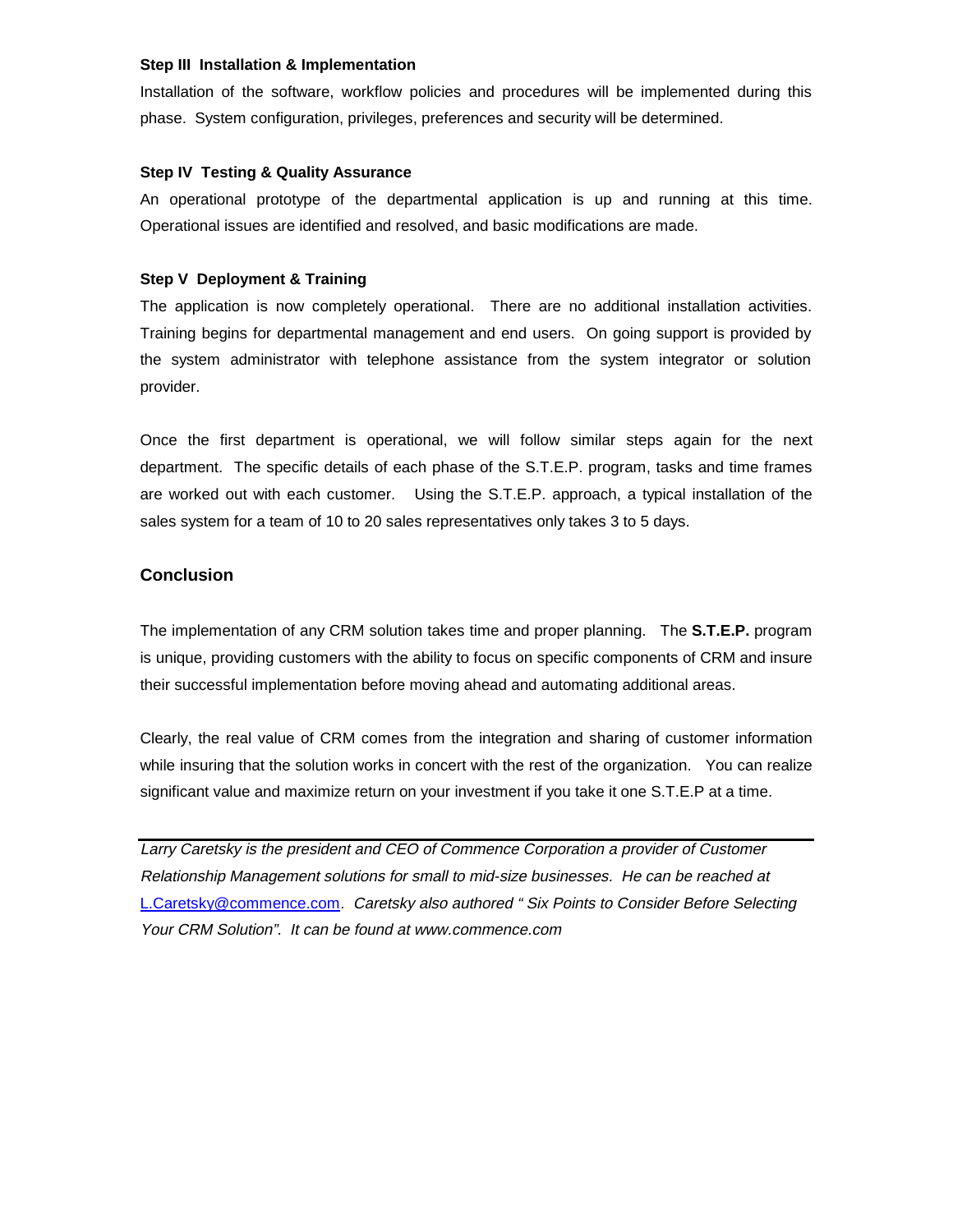**Step III Installation & Implementation**

Installation of the software, workflow policies and procedures will be implemented during this phase. System configuration, privileges, preferences and security will be determined.

**Step IV Testing & Quality Assurance**

An operational prototype of the departmental application is up and running at this time. Operational issues are identified and resolved, and basic modifications are made.

**Step V Deployment & Training**

The application is now completely operational. There are no additional installation activities. Training begins for departmental management and end users. On going support is provided by the system administrator with telephone assistance from the system integrator or solution provider.

Once the first department is operational, we will follow similar steps again for the next department. The specific details of each phase of the S.T.E.P. program, tasks and time frames are worked out with each customer. Using the S.T.E.P. approach, a typical installation of the sales system for a team of 10 to 20 sales representatives only takes 3 to 5 days.

## Conclusion

The implementation of any CRM solution takes time and proper planning. The **S.T.E.P.** program is unique, providing customers with the ability to focus on specific components of CRM and insure their successful implementation before moving ahead and automating additional areas.

Clearly, the real value of CRM comes from the integration and sharing of customer information while insuring that the solution works in concert with the rest of the organization. You can realize significant value and maximize return on your investment if you take it one S.T.E.P at a time.

---

*Larry Caretsky is the president and CEO of Commence Corporation a provider of Customer Relationship Management solutions for small to mid-size businesses. He can be reached at* [L.Caretsky@commence.com](mailto:L.Caretsky@commence.com). *Caretsky also authored " Six Points to Consider Before Selecting Your CRM Solution". It can be found at www.commence.com*